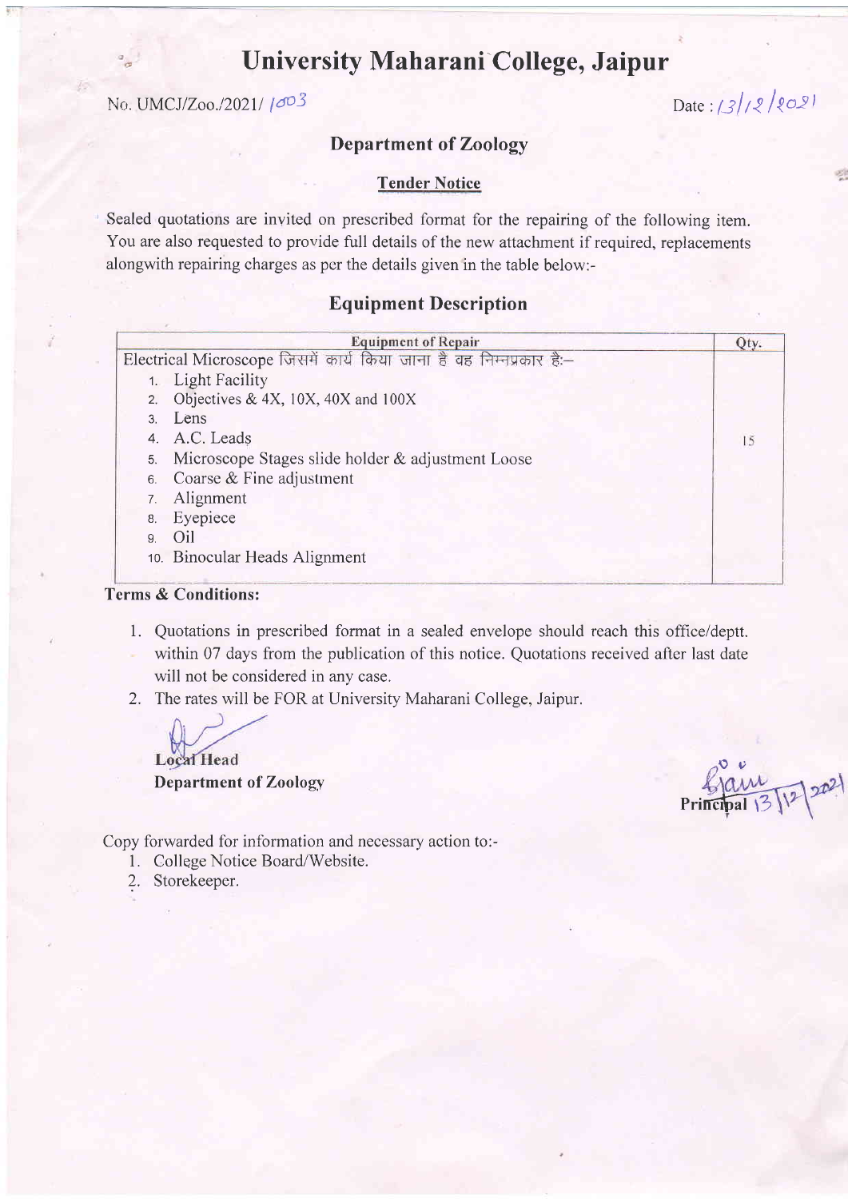# University Maharani College, Jaipur

No. UMCJ/Zoo./2021/ 1003

Date : 13/12/2021

## Department of Zoology

### Tender Notice

Sealed quotations are invited on prescribed format for the repairing of the following item. You are also requested to provide full details of the new attachment if required, replacements alongwith repairing charges as per the details given in the table below:-

## Equipment Description

| Equipment of Repair | Qty. |
|---|---|
| Electrical Microscope जिसमें कार्य किया जाना है वह निम्नप्रकार है:–<br>1. Light Facility<br>2. Objectives & 4X, 10X, 40X and 100X<br>3. Lens<br>4. A.C. Leads<br>5. Microscope Stages slide holder & adjustment Loose<br>6. Coarse & Fine adjustment<br>7. Alignment<br>8. Eyepiece<br>9. Oil<br>10. Binocular Heads Alignment | 15 |

**Terms & Conditions:**

1. Quotations in prescribed format in a sealed envelope should reach this office/deptt. within 07 days from the publication of this notice. Quotations received after last date will not be considered in any case.
2. The rates will be FOR at University Maharani College, Jaipur.

**Local Head**
**Department of Zoology**

**Principal** 13/12/2021

Copy forwarded for information and necessary action to:-

1. College Notice Board/Website.
2. Storekeeper.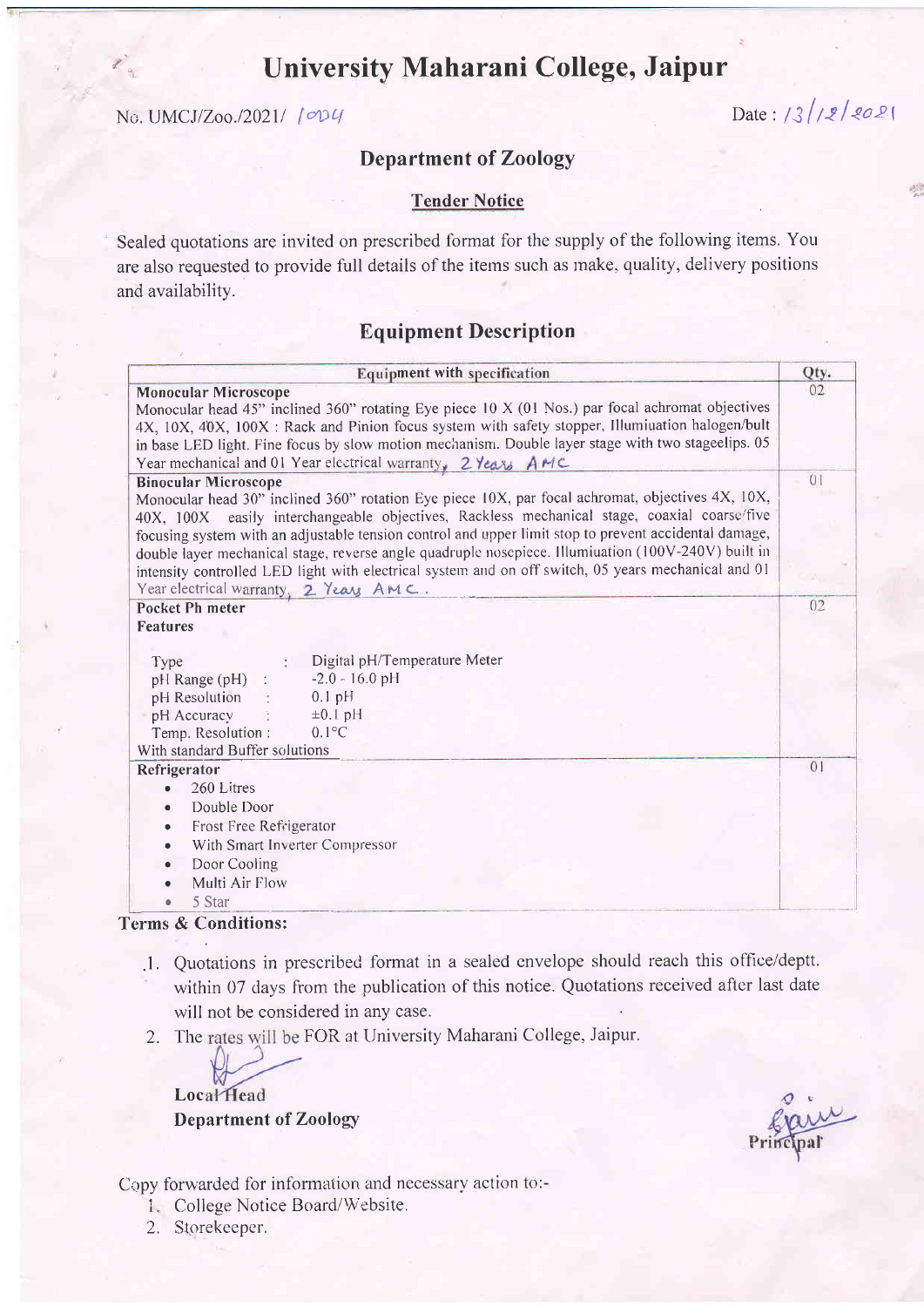# University Maharani College, Jaipur

No. UMCJ/Zoo./2021/ 1004

Date : 13/12/2021

## Department of Zoology

### Tender Notice

Sealed quotations are invited on prescribed format for the supply of the following items. You are also requested to provide full details of the items such as make, quality, delivery positions and availability.

## Equipment Description

| Equipment with specification | Qty. |
| --- | --- |
| **Monocular Microscope**<br>Monocular head 45" inclined 360" rotating Eye piece 10 X (01 Nos.) par focal achromat objectives 4X, 10X, 40X, 100X : Rack and Pinion focus system with safety stopper, Illumiuation halogen/bult in base LED light. Fine focus by slow motion mechanism. Double layer stage with two stageclips. 05 Year mechanical and 01 Year electrical warranty, 2 Years AMC | 02 |
| **Binocular Microscope**<br>Monocular head 30" inclined 360" rotation Eye piece 10X, par focal achromat, objectives 4X, 10X, 40X, 100X easily interchangeable objectives, Rackless mechanical stage, coaxial coarse/five focusing system with an adjustable tension control and upper limit stop to prevent accidental damage, double layer mechanical stage, reverse angle quadruple nosepiece. Illumiuation (100V-240V) built in intensity controlled LED light with electrical system and on off switch, 05 years mechanical and 01 Year electrical warranty, 2 Years AMC. | 01 |
| **Pocket Ph meter**<br>**Features**<br>Type : Digital pH/Temperature Meter<br>pH Range (pH) : -2.0 - 16.0 pH<br>pH Resolution : 0.1 pH<br>pH Accuracy : ±0.1 pH<br>Temp. Resolution : 0.1°C<br>With standard Buffer solutions | 02 |
| **Refrigerator**<br>• 260 Litres<br>• Double Door<br>• Frost Free Refrigerator<br>• With Smart Inverter Compressor<br>• Door Cooling<br>• Multi Air Flow<br>• 5 Star | 01 |

**Terms & Conditions:**

1. Quotations in prescribed format in a sealed envelope should reach this office/deptt. within 07 days from the publication of this notice. Quotations received after last date will not be considered in any case.
2. The rates will be FOR at University Maharani College, Jaipur.

**Local Head**
**Department of Zoology**

**Principal**

Copy forwarded for information and necessary action to:-

1. College Notice Board/Website.
2. Storekeeper.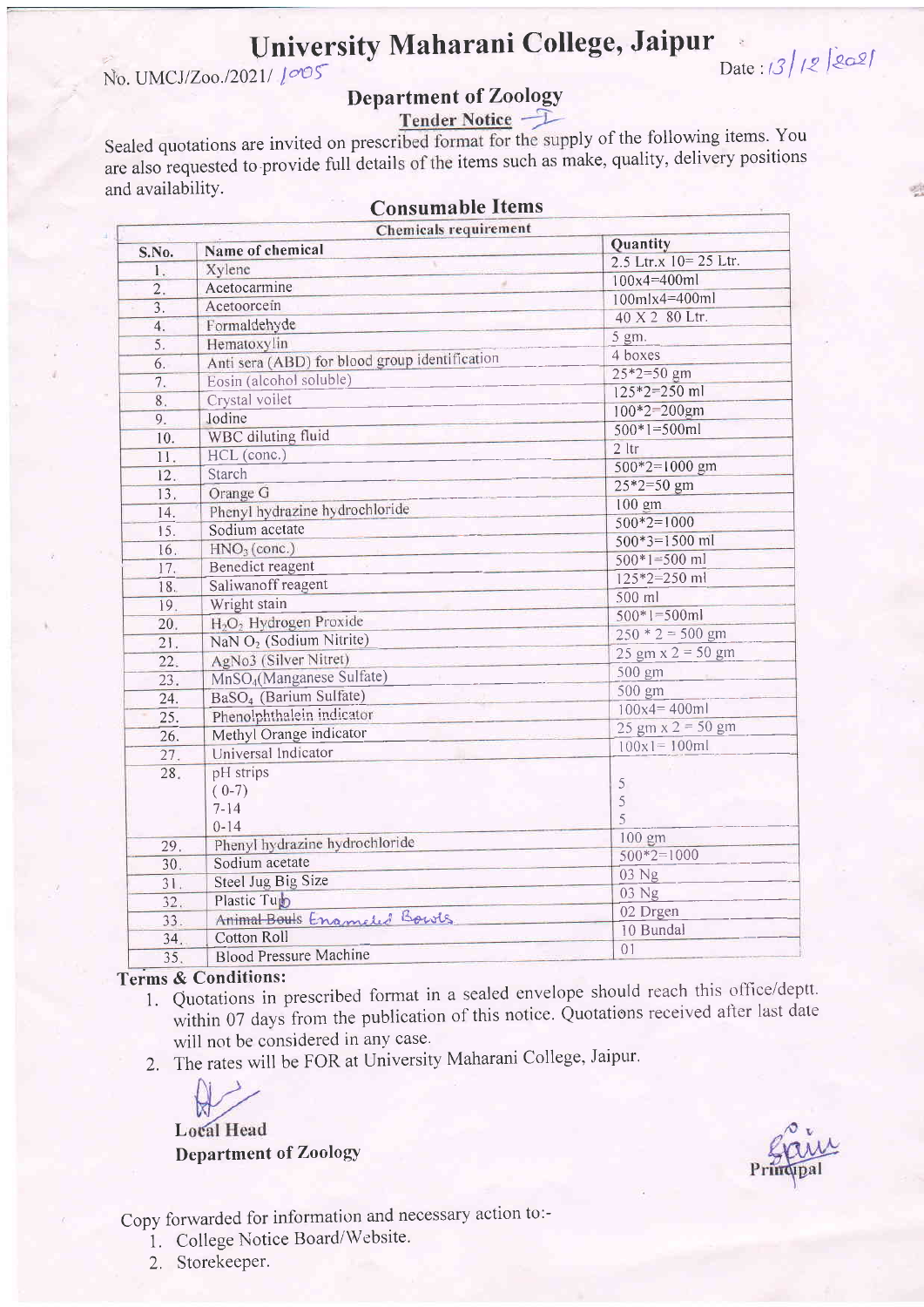# University Maharani College, Jaipur

No. UMCJ/Zoo./2021/ 1005

Date : 13/12/2021

## Department of Zoology

**Tender Notice – I**

Sealed quotations are invited on prescribed format for the supply of the following items. You are also requested to provide full details of the items such as make, quality, delivery positions and availability.

### Consumable Items

| Chemicals requirement | | |
|---|---|---|
| **S.No.** | **Name of chemical** | **Quantity** |
| 1. | Xylene | 2.5 Ltr.x 10= 25 Ltr. |
| 2. | Acetocarmine | 100x4=400ml |
| 3. | Acetoorcein | 100mlx4=400ml |
| 4. | Formaldehyde | 40 X 2 80 Ltr. |
| 5. | Hematoxylin | 5 gm. |
| 6. | Anti sera (ABD) for blood group identification | 4 boxes |
| 7. | Eosin (alcohol soluble) | 25*2=50 gm |
| 8. | Crystal voilet | 125*2=250 ml |
| 9. | Iodine | 100*2=200gm |
| 10. | WBC diluting fluid | 500*1=500ml |
| 11. | HCL (conc.) | 2 ltr |
| 12. | Starch | 500*2=1000 gm |
| 13. | Orange G | 25*2=50 gm |
| 14. | Phenyl hydrazine hydrochloride | 100 gm |
| 15. | Sodium acetate | 500*2=1000 |
| 16. | $HNO_3$ (conc.) | 500*3=1500 ml |
| 17. | Benedict reagent | 500*1=500 ml |
| 18. | Saliwanoff reagent | 125*2=250 ml |
| 19. | Wright stain | 500 ml |
| 20. | $H_2O_2$ Hydrogen Proxide | 500*1=500ml |
| 21. | NaN $O_2$ (Sodium Nitrite) | 250 * 2 = 500 gm |
| 22. | AgNo3 (Silver Nitret) | 25 gm x 2 = 50 gm |
| 23. | $MnSO_4$(Manganese Sulfate) | 500 gm |
| 24. | $BaSO_4$ (Barium Sulfate) | 500 gm |
| 25. | Phenolphthalein indicator | 100x4= 400ml |
| 26. | Methyl Orange indicator | 25 gm x 2 = 50 gm |
| 27. | Universal Indicator | 100x1= 100ml |
| 28. | pH strips<br>(0-7)<br>7-14<br>0-14 | <br>5<br>5<br>5 |
| 29. | Phenyl hydrazine hydrochloride | 100 gm |
| 30. | Sodium acetate | 500*2=1000 |
| 31. | Steel Jug Big Size | 03 Ng |
| 32. | Plastic Tub | 03 Ng |
| 33. | ~~Animal Bouls~~ Enameled Bowls | 02 Drgen |
| 34. | Cotton Roll | 10 Bundal |
| 35. | Blood Pressure Machine | 01 |

**Terms & Conditions:**

1. Quotations in prescribed format in a sealed envelope should reach this office/deptt. within 07 days from the publication of this notice. Quotations received after last date will not be considered in any case.
2. The rates will be FOR at University Maharani College, Jaipur.

**Local Head**
**Department of Zoology**

**Principal**

Copy forwarded for information and necessary action to:-

1. College Notice Board/Website.
2. Storekeeper.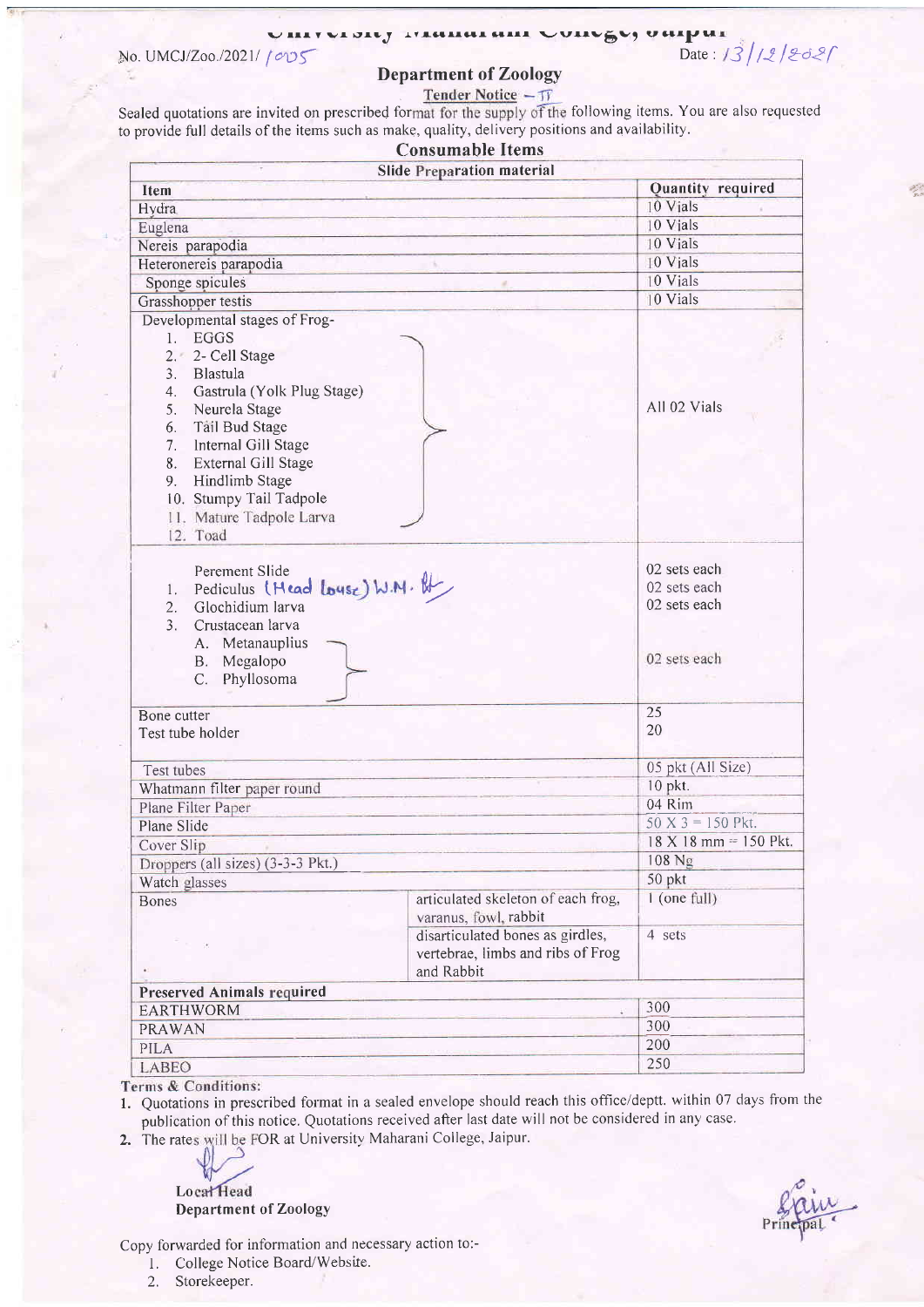# University Maharani College, Jaipur

No. UMCJ/Zoo./2021/ 1005

Date : 13/12/2021

## Department of Zoology

**Tender Notice – II**

Sealed quotations are invited on prescribed format for the supply of the following items. You are also requested to provide full details of the items such as make, quality, delivery positions and availability.

### Consumable Items

| Slide Preparation material | | |
|---|---|---|
| **Item** | | **Quantity required** |
| Hydra | | 10 Vials |
| Euglena | | 10 Vials |
| Nereis parapodia | | 10 Vials |
| Heteronereis parapodia | | 10 Vials |
| Sponge spicules | | 10 Vials |
| Grasshopper testis | | 10 Vials |
| Developmental stages of Frog- 1. EGGS 2. 2- Cell Stage 3. Blastula 4. Gastrula (Yolk Plug Stage) 5. Neurela Stage 6. Tail Bud Stage 7. Internal Gill Stage 8. External Gill Stage 9. Hindlimb Stage 10. Stumpy Tail Tadpole 11. Mature Tadpole Larva 12. Toad | | All 02 Vials |
| Perement Slide<br>1. Pediculus (Head louse) W.M.<br>2. Glochidium larva<br>3. Crustacean larva<br>A. Metanauplius<br>B. Megalopo<br>C. Phyllosoma | | 02 sets each<br>02 sets each<br>02 sets each<br><br>02 sets each |
| Bone cutter<br>Test tube holder | | 25<br>20 |
| Test tubes | | 05 pkt (All Size) |
| Whatmann filter paper round | | 10 pkt. |
| Plane Filter Paper | | 04 Rim |
| Plane Slide | | 50 X 3 = 150 Pkt. |
| Cover Slip | | 18 X 18 mm = 150 Pkt. |
| Droppers (all sizes) (3-3-3 Pkt.) | | 108 Ng |
| Watch glasses | | 50 pkt |
| Bones | articulated skeleton of each frog, varanus, fowl, rabbit | 1 (one full) |
| | disarticulated bones as girdles, vertebrae, limbs and ribs of Frog and Rabbit | 4 sets |
| **Preserved Animals required** | | |
| EARTHWORM | | 300 |
| PRAWAN | | 300 |
| PILA | | 200 |
| LABEO | | 250 |

**Terms & Conditions:**

1. Quotations in prescribed format in a sealed envelope should reach this office/deptt. within 07 days from the publication of this notice. Quotations received after last date will not be considered in any case.
2. The rates will be FOR at University Maharani College, Jaipur.

**Local Head**
**Department of Zoology**

Principal

Copy forwarded for information and necessary action to:-

1. College Notice Board/Website.
2. Storekeeper.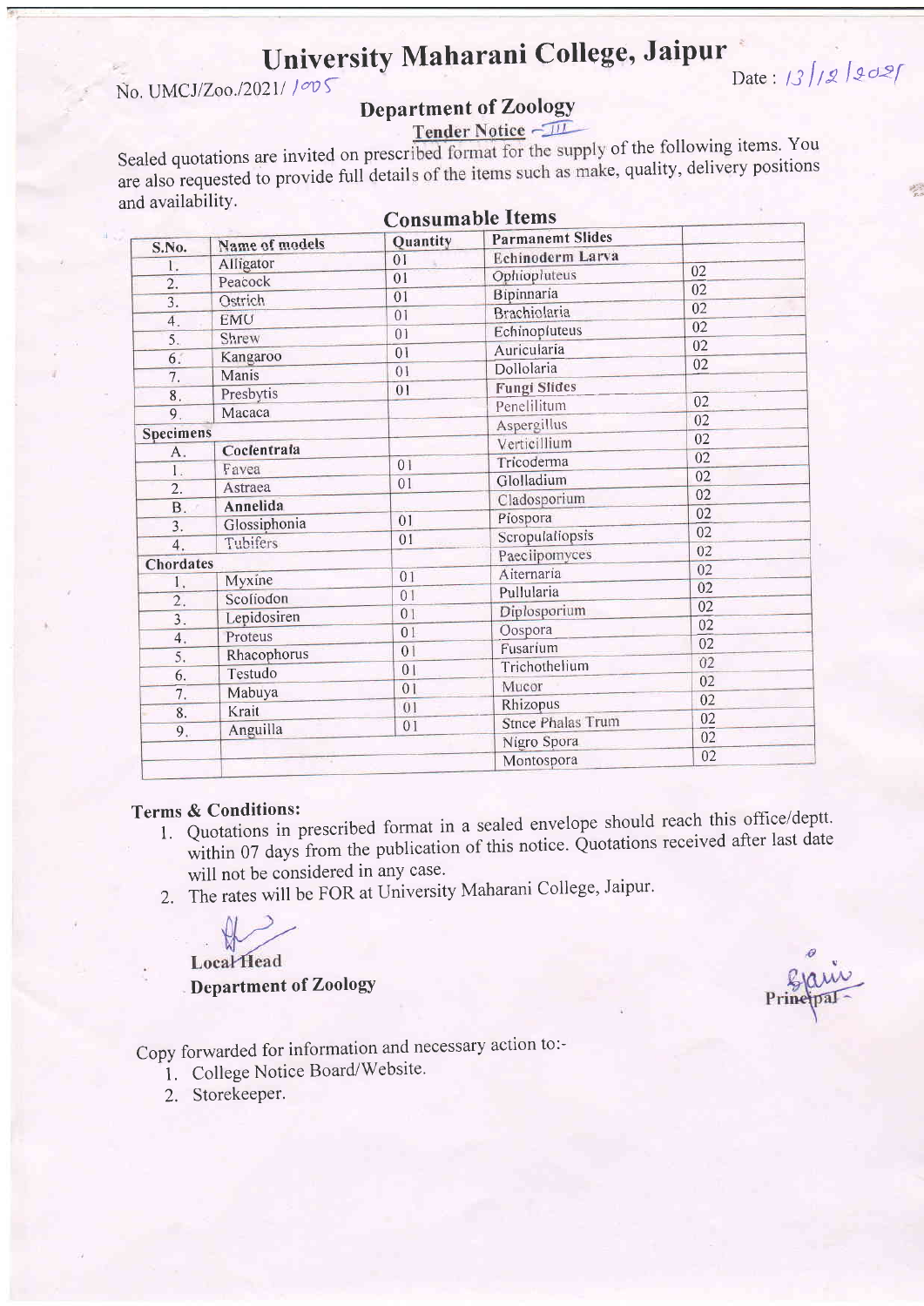# University Maharani College, Jaipur

No. UMCJ/Zoo./2021/ 1005

Date : 13/12/2021

## Department of Zoology

**Tender Notice - III**

Sealed quotations are invited on prescribed format for the supply of the following items. You are also requested to provide full details of the items such as make, quality, delivery positions and availability.

### Consumable Items

| S.No. | Name of models | Quantity | Parmanemt Slides | |
|---|---|---|---|---|
| 1. | Alligator | 01 | **Echinoderm Larva** | |
| 2. | Peacock | 01 | Ophiopluteus | 02 |
| 3. | Ostrich | 01 | Bipinnaria | 02 |
| 4. | EMU | 01 | Brachiolaria | 02 |
| 5. | Shrew | 01 | Echinopluteus | 02 |
| 6. | Kangaroo | 01 | Auricularia | 02 |
| 7. | Manis | 01 | Dollolaria | 02 |
| 8. | Presbytis | 01 | **Fungi Slides** | |
| 9. | Macaca | | Penelilitum | 02 |
| **Specimens** | | | Aspergillus | 02 |
| A. | **Coelentrata** | | Verticillium | 02 |
| 1. | Favea | 01 | Tricoderma | 02 |
| 2. | Astraea | 01 | Glolladium | 02 |
| B. | **Annelida** | | Cladosporium | 02 |
| 3. | Glossiphonia | 01 | Piospora | 02 |
| 4. | Tubifers | 01 | Scropulaliopsis | 02 |
| **Chordates** | | | Paecilpomyces | 02 |
| 1. | Myxine | 01 | Aiternaria | 02 |
| 2. | Scoliodon | 01 | Pullularia | 02 |
| 3. | Lepidosiren | 01 | Diplosporium | 02 |
| 4. | Proteus | 01 | Oospora | 02 |
| 5. | Rhacophorus | 01 | Fusarium | 02 |
| 6. | Testudo | 01 | Trichothelium | 02 |
| 7. | Mabuya | 01 | Mucor | 02 |
| 8. | Krait | 01 | Rhizopus | 02 |
| 9. | Anguilla | 01 | Stnce Phalas Trum | 02 |
| | | | Nigro Spora | 02 |
| | | | Montospora | 02 |

**Terms & Conditions:**

1. Quotations in prescribed format in a sealed envelope should reach this office/deptt. within 07 days from the publication of this notice. Quotations received after last date will not be considered in any case.
2. The rates will be FOR at University Maharani College, Jaipur.

**Local Head**
**Department of Zoology**

Principal

Copy forwarded for information and necessary action to:-

1. College Notice Board/Website.
2. Storekeeper.